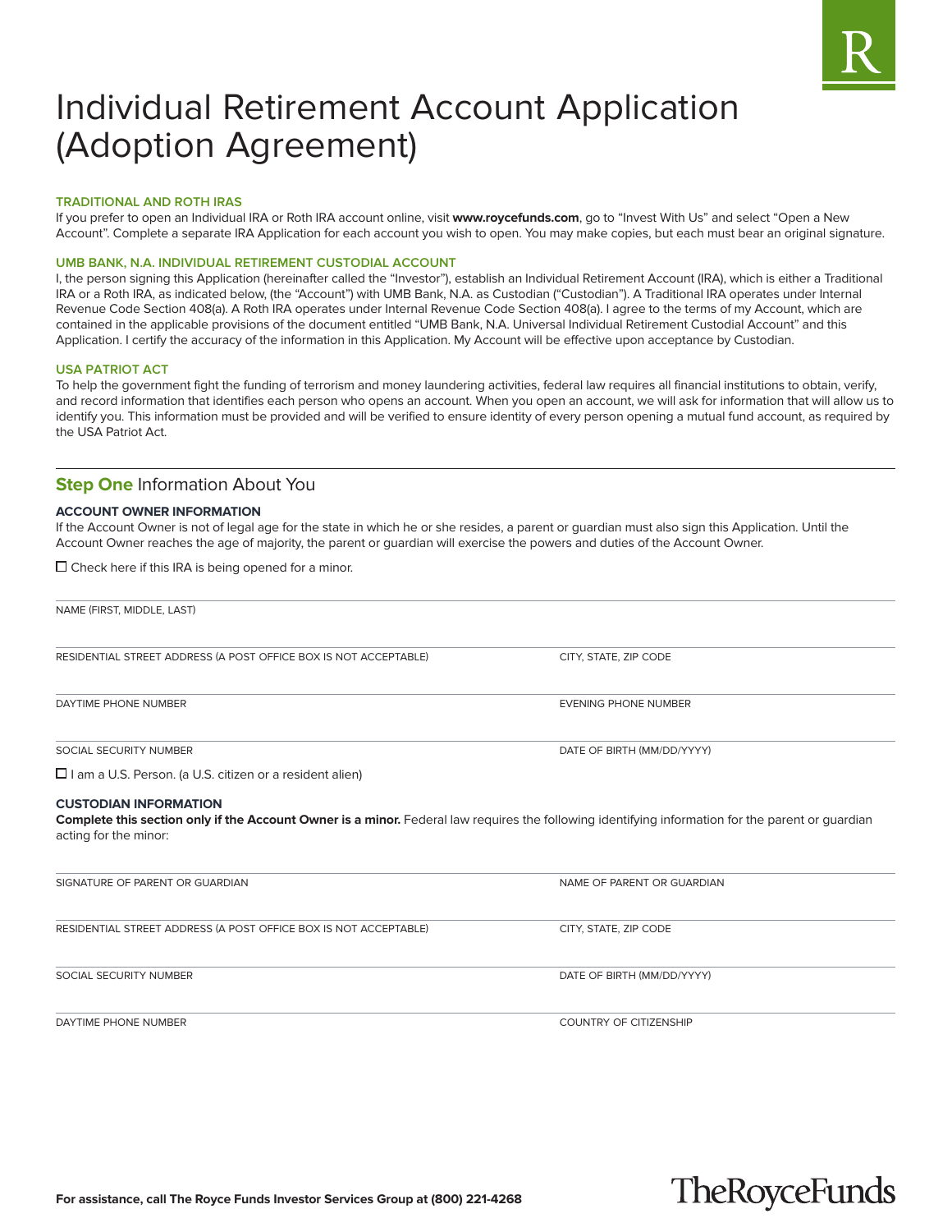// Individual Retirement Account Application
// (Adoption Agreement)

# Individual Retirement Account Application (Adoption Agreement)

### TRADITIONAL AND ROTH IRAS

If you prefer to open an Individual IRA or Roth IRA account online, visit **www.roycefunds.com**, go to "Invest With Us" and select "Open a New Account". Complete a separate IRA Application for each account you wish to open. You may make copies, but each must bear an original signature.

### UMB BANK, N.A. INDIVIDUAL RETIREMENT CUSTODIAL ACCOUNT

I, the person signing this Application (hereinafter called the "Investor"), establish an Individual Retirement Account (IRA), which is either a Traditional IRA or a Roth IRA, as indicated below, (the "Account") with UMB Bank, N.A. as Custodian ("Custodian"). A Traditional IRA operates under Internal Revenue Code Section 408(a). A Roth IRA operates under Internal Revenue Code Section 408(a). I agree to the terms of my Account, which are contained in the applicable provisions of the document entitled "UMB Bank, N.A. Universal Individual Retirement Custodial Account" and this Application. I certify the accuracy of the information in this Application. My Account will be effective upon acceptance by Custodian.

### USA PATRIOT ACT

To help the government fight the funding of terrorism and money laundering activities, federal law requires all financial institutions to obtain, verify, and record information that identifies each person who opens an account. When you open an account, we will ask for information that will allow us to identify you. This information must be provided and will be verified to ensure identity of every person opening a mutual fund account, as required by the USA Patriot Act.

## Step One Information About You

### ACCOUNT OWNER INFORMATION

If the Account Owner is not of legal age for the state in which he or she resides, a parent or guardian must also sign this Application. Until the Account Owner reaches the age of majority, the parent or guardian will exercise the powers and duties of the Account Owner.

☐ Check here if this IRA is being opened for a minor.

NAME (FIRST, MIDDLE, LAST)

RESIDENTIAL STREET ADDRESS (A POST OFFICE BOX IS NOT ACCEPTABLE) | CITY, STATE, ZIP CODE

DAYTIME PHONE NUMBER | EVENING PHONE NUMBER

SOCIAL SECURITY NUMBER | DATE OF BIRTH (MM/DD/YYYY)

☐ I am a U.S. Person. (a U.S. citizen or a resident alien)

### CUSTODIAN INFORMATION

**Complete this section only if the Account Owner is a minor.** Federal law requires the following identifying information for the parent or guardian acting for the minor:

SIGNATURE OF PARENT OR GUARDIAN | NAME OF PARENT OR GUARDIAN

RESIDENTIAL STREET ADDRESS (A POST OFFICE BOX IS NOT ACCEPTABLE) | CITY, STATE, ZIP CODE

SOCIAL SECURITY NUMBER | DATE OF BIRTH (MM/DD/YYYY)

DAYTIME PHONE NUMBER | COUNTRY OF CITIZENSHIP

**For assistance, call The Royce Funds Investor Services Group at (800) 221-4268**

TheRoyceFunds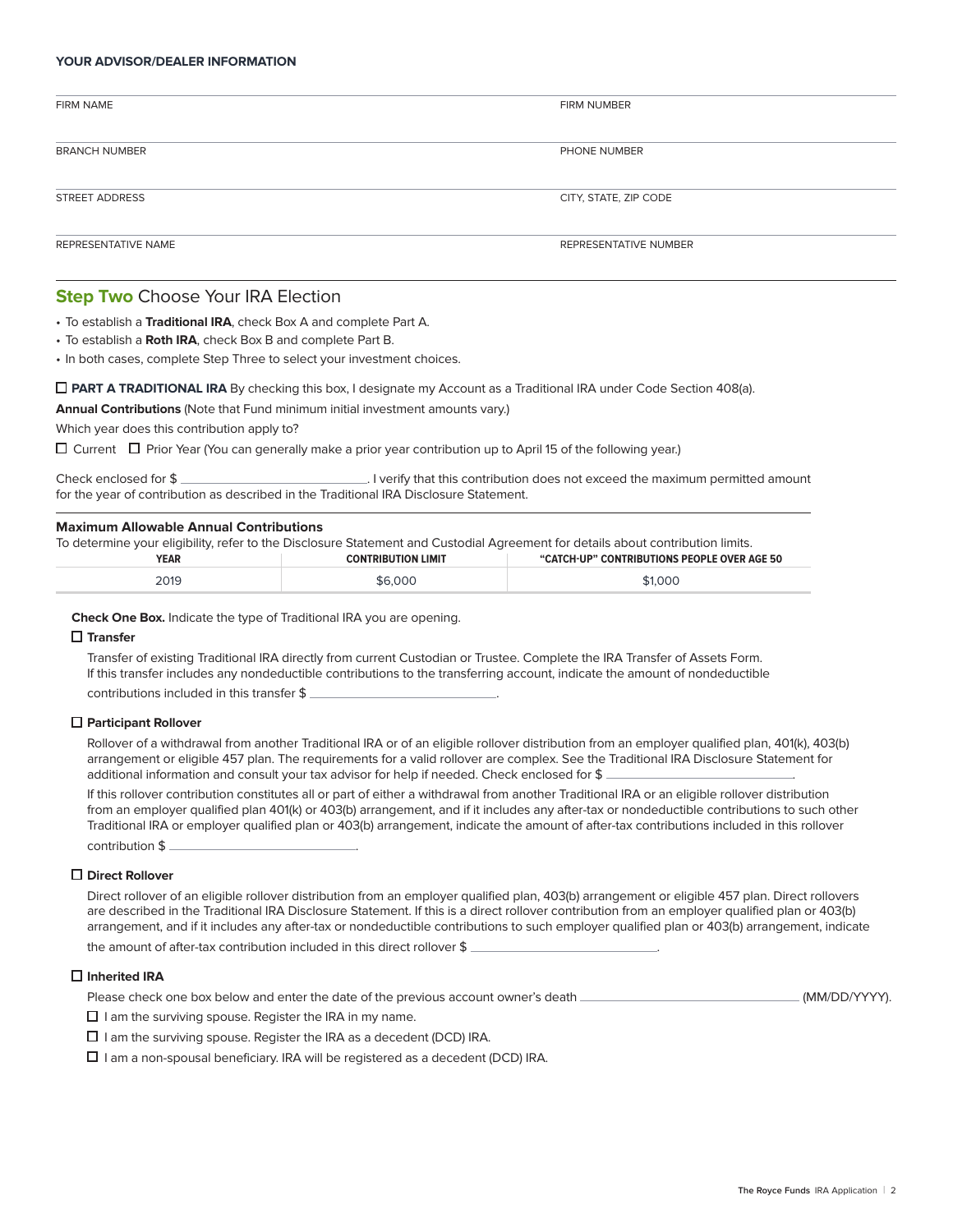**YOUR ADVISOR/DEALER INFORMATION**

| FIRM NAME | FIRM NUMBER |
|---|---|
| BRANCH NUMBER | PHONE NUMBER |
| STREET ADDRESS | CITY, STATE, ZIP CODE |
| REPRESENTATIVE NAME | REPRESENTATIVE NUMBER |

## Step Two Choose Your IRA Election

- To establish a **Traditional IRA**, check Box A and complete Part A.
- To establish a **Roth IRA**, check Box B and complete Part B.
- In both cases, complete Step Three to select your investment choices.

☐ **PART A TRADITIONAL IRA** By checking this box, I designate my Account as a Traditional IRA under Code Section 408(a).

**Annual Contributions** (Note that Fund minimum initial investment amounts vary.)

Which year does this contribution apply to?

☐ Current ☐ Prior Year (You can generally make a prior year contribution up to April 15 of the following year.)

Check enclosed for $ \_\_\_\_\_\_\_\_\_\_\_\_\_\_\_\_\_\_\_\_\_\_\_\_. I verify that this contribution does not exceed the maximum permitted amount for the year of contribution as described in the Traditional IRA Disclosure Statement.

**Maximum Allowable Annual Contributions**

To determine your eligibility, refer to the Disclosure Statement and Custodial Agreement for details about contribution limits.

| YEAR | CONTRIBUTION LIMIT | "CATCH-UP" CONTRIBUTIONS PEOPLE OVER AGE 50 |
|---|---|---|
| 2019 | $6,000 | $1,000 |

**Check One Box.** Indicate the type of Traditional IRA you are opening.

☐ **Transfer**

Transfer of existing Traditional IRA directly from current Custodian or Trustee. Complete the IRA Transfer of Assets Form. If this transfer includes any nondeductible contributions to the transferring account, indicate the amount of nondeductible contributions included in this transfer $ \_\_\_\_\_\_\_\_\_\_\_\_\_\_\_\_\_\_\_\_\_\_\_\_.

☐ **Participant Rollover**

Rollover of a withdrawal from another Traditional IRA or of an eligible rollover distribution from an employer qualified plan, 401(k), 403(b) arrangement or eligible 457 plan. The requirements for a valid rollover are complex. See the Traditional IRA Disclosure Statement for additional information and consult your tax advisor for help if needed. Check enclosed for $ \_\_\_\_\_\_\_\_\_\_\_\_\_\_\_\_\_\_\_\_\_\_\_\_.

If this rollover contribution constitutes all or part of either a withdrawal from another Traditional IRA or an eligible rollover distribution from an employer qualified plan 401(k) or 403(b) arrangement, and if it includes any after-tax or nondeductible contributions to such other Traditional IRA or employer qualified plan or 403(b) arrangement, indicate the amount of after-tax contributions included in this rollover contribution $ \_\_\_\_\_\_\_\_\_\_\_\_\_\_\_\_\_\_\_\_\_\_\_\_.

☐ **Direct Rollover**

Direct rollover of an eligible rollover distribution from an employer qualified plan, 403(b) arrangement or eligible 457 plan. Direct rollovers are described in the Traditional IRA Disclosure Statement. If this is a direct rollover contribution from an employer qualified plan or 403(b) arrangement, and if it includes any after-tax or nondeductible contributions to such employer qualified plan or 403(b) arrangement, indicate the amount of after-tax contribution included in this direct rollover $ \_\_\_\_\_\_\_\_\_\_\_\_\_\_\_\_\_\_\_\_\_\_\_\_.

☐ **Inherited IRA**

Please check one box below and enter the date of the previous account owner's death \_\_\_\_\_\_\_\_\_\_\_\_\_\_\_\_\_\_\_\_\_\_\_\_ (MM/DD/YYYY).

☐ I am the surviving spouse. Register the IRA in my name.

☐ I am the surviving spouse. Register the IRA as a decedent (DCD) IRA.

☐ I am a non-spousal beneficiary. IRA will be registered as a decedent (DCD) IRA.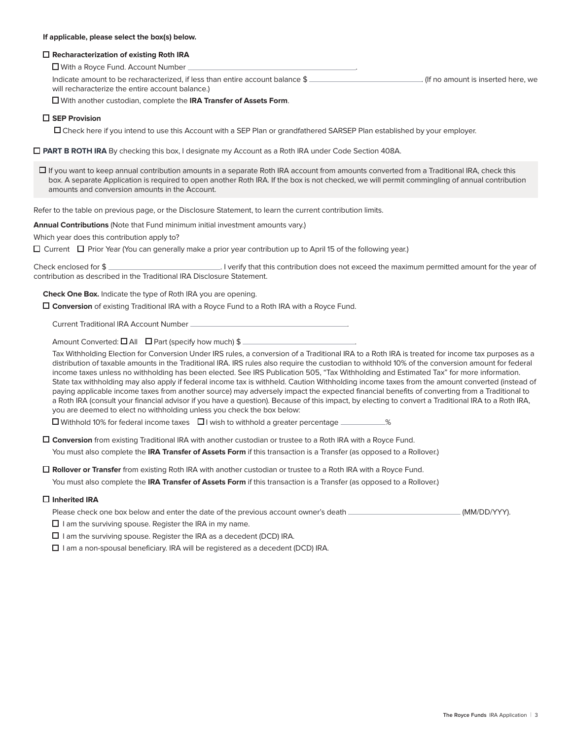**If applicable, please select the box(s) below.**

☐ **Recharacterization of existing Roth IRA**

☐ With a Royce Fund. Account Number ______________________.

Indicate amount to be recharacterized, if less than entire account balance $ ______________. (If no amount is inserted here, we will recharacterize the entire account balance.)

☐ With another custodian, complete the **IRA Transfer of Assets Form**.

☐ **SEP Provision**

☐ Check here if you intend to use this Account with a SEP Plan or grandfathered SARSEP Plan established by your employer.

☐ **PART B ROTH IRA** By checking this box, I designate my Account as a Roth IRA under Code Section 408A.

☐ If you want to keep annual contribution amounts in a separate Roth IRA account from amounts converted from a Traditional IRA, check this box. A separate Application is required to open another Roth IRA. If the box is not checked, we will permit commingling of annual contribution amounts and conversion amounts in the Account.

Refer to the table on previous page, or the Disclosure Statement, to learn the current contribution limits.

**Annual Contributions** (Note that Fund minimum initial investment amounts vary.)

Which year does this contribution apply to?

☐ Current ☐ Prior Year (You can generally make a prior year contribution up to April 15 of the following year.)

Check enclosed for $ ______________. I verify that this contribution does not exceed the maximum permitted amount for the year of contribution as described in the Traditional IRA Disclosure Statement.

**Check One Box.** Indicate the type of Roth IRA you are opening.

☐ **Conversion** of existing Traditional IRA with a Royce Fund to a Roth IRA with a Royce Fund.

Current Traditional IRA Account Number ______________________.

Amount Converted: ☐ All ☐ Part (specify how much) $ ______________.

Tax Withholding Election for Conversion Under IRS rules, a conversion of a Traditional IRA to a Roth IRA is treated for income tax purposes as a distribution of taxable amounts in the Traditional IRA. IRS rules also require the custodian to withhold 10% of the conversion amount for federal income taxes unless no withholding has been elected. See IRS Publication 505, "Tax Withholding and Estimated Tax" for more information. State tax withholding may also apply if federal income tax is withheld. Caution Withholding income taxes from the amount converted (instead of paying applicable income taxes from another source) may adversely impact the expected financial benefits of converting from a Traditional to a Roth IRA (consult your financial advisor if you have a question). Because of this impact, by electing to convert a Traditional IRA to a Roth IRA, you are deemed to elect no withholding unless you check the box below:

☐ Withhold 10% for federal income taxes ☐ I wish to withhold a greater percentage ________%

☐ **Conversion** from existing Traditional IRA with another custodian or trustee to a Roth IRA with a Royce Fund.

You must also complete the **IRA Transfer of Assets Form** if this transaction is a Transfer (as opposed to a Rollover.)

☐ **Rollover or Transfer** from existing Roth IRA with another custodian or trustee to a Roth IRA with a Royce Fund.

You must also complete the **IRA Transfer of Assets Form** if this transaction is a Transfer (as opposed to a Rollover.)

☐ **Inherited IRA**

Please check one box below and enter the date of the previous account owner's death ______________ (MM/DD/YYY).

☐ I am the surviving spouse. Register the IRA in my name.

☐ I am the surviving spouse. Register the IRA as a decedent (DCD) IRA.

☐ I am a non-spousal beneficiary. IRA will be registered as a decedent (DCD) IRA.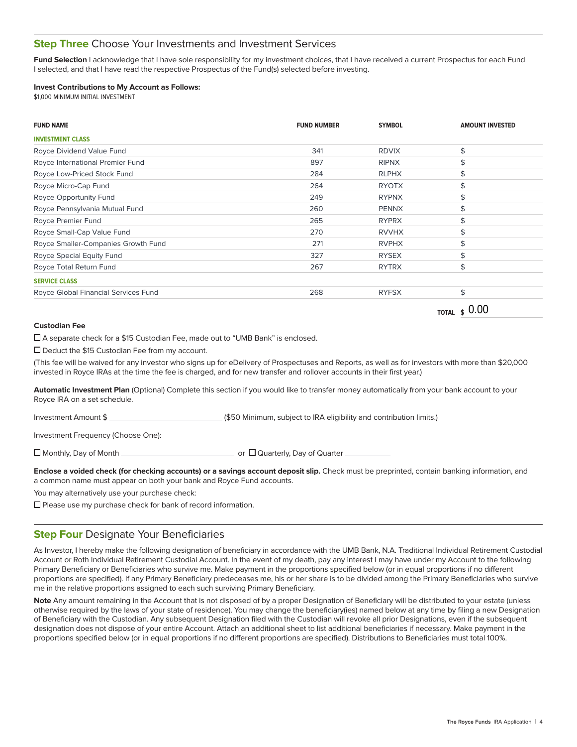## **Step Three** Choose Your Investments and Investment Services

**Fund Selection** I acknowledge that I have sole responsibility for my investment choices, that I have received a current Prospectus for each Fund I selected, and that I have read the respective Prospectus of the Fund(s) selected before investing.

**Invest Contributions to My Account as Follows:**
$1,000 MINIMUM INITIAL INVESTMENT

| FUND NAME | FUND NUMBER | SYMBOL | AMOUNT INVESTED |
|---|---|---|---|
| **INVESTMENT CLASS** | | | |
| Royce Dividend Value Fund | 341 | RDVIX | $ |
| Royce International Premier Fund | 897 | RIPNX | $ |
| Royce Low-Priced Stock Fund | 284 | RLPHX | $ |
| Royce Micro-Cap Fund | 264 | RYOTX | $ |
| Royce Opportunity Fund | 249 | RYPNX | $ |
| Royce Pennsylvania Mutual Fund | 260 | PENNX | $ |
| Royce Premier Fund | 265 | RYPRX | $ |
| Royce Small-Cap Value Fund | 270 | RVVHX | $ |
| Royce Smaller-Companies Growth Fund | 271 | RVPHX | $ |
| Royce Special Equity Fund | 327 | RYSEX | $ |
| Royce Total Return Fund | 267 | RYTRX | $ |
| **SERVICE CLASS** | | | |
| Royce Global Financial Services Fund | 268 | RYFSX | $ |
| | | TOTAL | $ 0.00 |

**Custodian Fee**

☐ A separate check for a $15 Custodian Fee, made out to "UMB Bank" is enclosed.

☐ Deduct the $15 Custodian Fee from my account.

(This fee will be waived for any investor who signs up for eDelivery of Prospectuses and Reports, as well as for investors with more than $20,000 invested in Royce IRAs at the time the fee is charged, and for new transfer and rollover accounts in their first year.)

**Automatic Investment Plan** (Optional) Complete this section if you would like to transfer money automatically from your bank account to your Royce IRA on a set schedule.

Investment Amount $ ___________________________ ($50 Minimum, subject to IRA eligibility and contribution limits.)

Investment Frequency (Choose One):

☐ Monthly, Day of Month ___________________________ or ☐ Quarterly, Day of Quarter ___________

**Enclose a voided check (for checking accounts) or a savings account deposit slip.** Check must be preprinted, contain banking information, and a common name must appear on both your bank and Royce Fund accounts.

You may alternatively use your purchase check:

☐ Please use my purchase check for bank of record information.

## **Step Four** Designate Your Beneficiaries

As Investor, I hereby make the following designation of beneficiary in accordance with the UMB Bank, N.A. Traditional Individual Retirement Custodial Account or Roth Individual Retirement Custodial Account. In the event of my death, pay any interest I may have under my Account to the following Primary Beneficiary or Beneficiaries who survive me. Make payment in the proportions specified below (or in equal proportions if no different proportions are specified). If any Primary Beneficiary predeceases me, his or her share is to be divided among the Primary Beneficiaries who survive me in the relative proportions assigned to each such surviving Primary Beneficiary.

**Note** Any amount remaining in the Account that is not disposed of by a proper Designation of Beneficiary will be distributed to your estate (unless otherwise required by the laws of your state of residence). You may change the beneficiary(ies) named below at any time by filing a new Designation of Beneficiary with the Custodian. Any subsequent Designation filed with the Custodian will revoke all prior Designations, even if the subsequent designation does not dispose of your entire Account. Attach an additional sheet to list additional beneficiaries if necessary. Make payment in the proportions specified below (or in equal proportions if no different proportions are specified). Distributions to Beneficiaries must total 100%.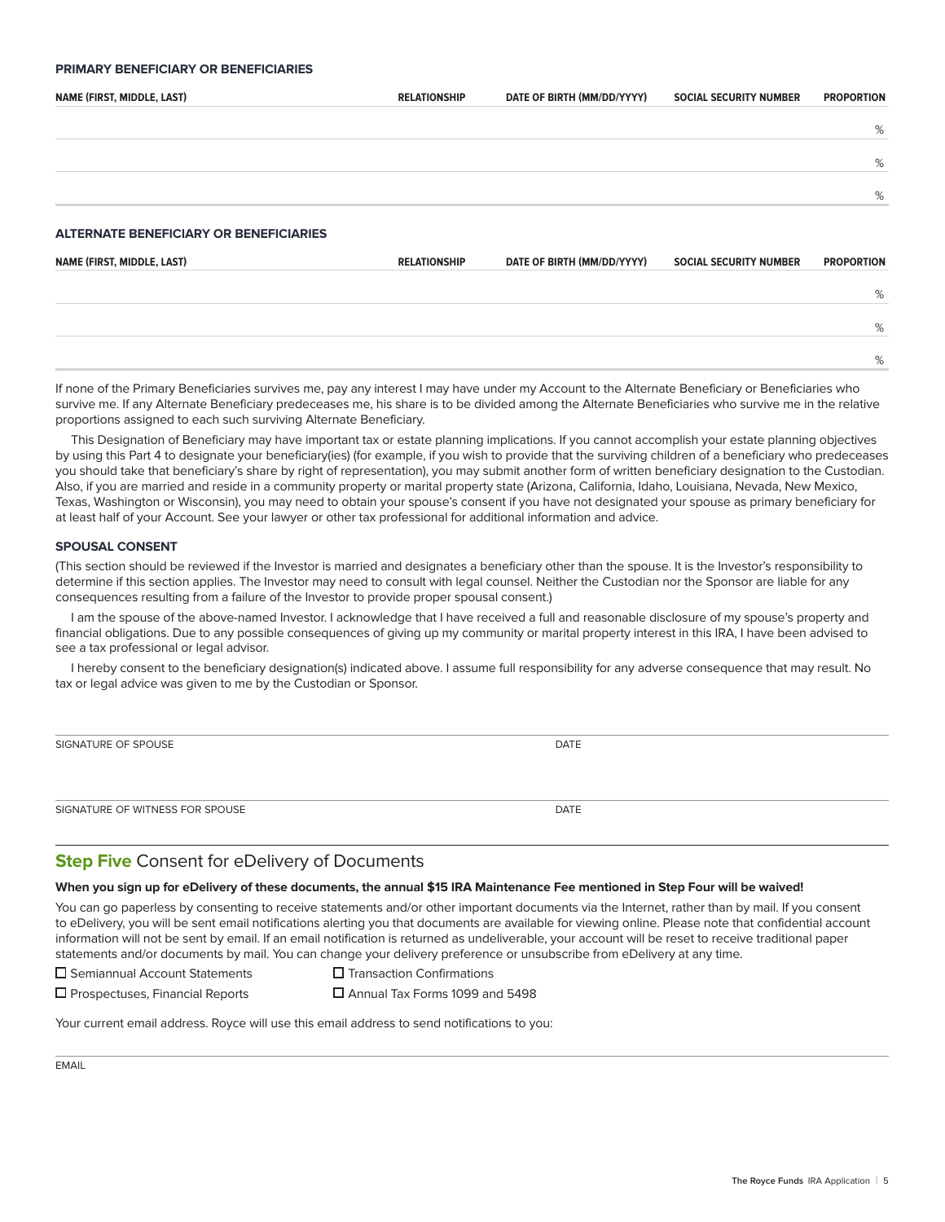### PRIMARY BENEFICIARY OR BENEFICIARIES

| NAME (FIRST, MIDDLE, LAST) | RELATIONSHIP | DATE OF BIRTH (MM/DD/YYYY) | SOCIAL SECURITY NUMBER | PROPORTION |
|---|---|---|---|---|
| | | | | % |
| | | | | % |
| | | | | % |

### ALTERNATE BENEFICIARY OR BENEFICIARIES

| NAME (FIRST, MIDDLE, LAST) | RELATIONSHIP | DATE OF BIRTH (MM/DD/YYYY) | SOCIAL SECURITY NUMBER | PROPORTION |
|---|---|---|---|---|
| | | | | % |
| | | | | % |
| | | | | % |

If none of the Primary Beneficiaries survives me, pay any interest I may have under my Account to the Alternate Beneficiary or Beneficiaries who survive me. If any Alternate Beneficiary predeceases me, his share is to be divided among the Alternate Beneficiaries who survive me in the relative proportions assigned to each such surviving Alternate Beneficiary.

This Designation of Beneficiary may have important tax or estate planning implications. If you cannot accomplish your estate planning objectives by using this Part 4 to designate your beneficiary(ies) (for example, if you wish to provide that the surviving children of a beneficiary who predeceases you should take that beneficiary's share by right of representation), you may submit another form of written beneficiary designation to the Custodian. Also, if you are married and reside in a community property or marital property state (Arizona, California, Idaho, Louisiana, Nevada, New Mexico, Texas, Washington or Wisconsin), you may need to obtain your spouse's consent if you have not designated your spouse as primary beneficiary for at least half of your Account. See your lawyer or other tax professional for additional information and advice.

### SPOUSAL CONSENT

(This section should be reviewed if the Investor is married and designates a beneficiary other than the spouse. It is the Investor's responsibility to determine if this section applies. The Investor may need to consult with legal counsel. Neither the Custodian nor the Sponsor are liable for any consequences resulting from a failure of the Investor to provide proper spousal consent.)

I am the spouse of the above-named Investor. I acknowledge that I have received a full and reasonable disclosure of my spouse's property and financial obligations. Due to any possible consequences of giving up my community or marital property interest in this IRA, I have been advised to see a tax professional or legal advisor.

I hereby consent to the beneficiary designation(s) indicated above. I assume full responsibility for any adverse consequence that may result. No tax or legal advice was given to me by the Custodian or Sponsor.

SIGNATURE OF SPOUSE _______________ DATE _______________

SIGNATURE OF WITNESS FOR SPOUSE _______________ DATE _______________

## **Step Five** Consent for eDelivery of Documents

**When you sign up for eDelivery of these documents, the annual $15 IRA Maintenance Fee mentioned in Step Four will be waived!**

You can go paperless by consenting to receive statements and/or other important documents via the Internet, rather than by mail. If you consent to eDelivery, you will be sent email notifications alerting you that documents are available for viewing online. Please note that confidential account information will not be sent by email. If an email notification is returned as undeliverable, your account will be reset to receive traditional paper statements and/or documents by mail. You can change your delivery preference or unsubscribe from eDelivery at any time.

- ☐ Semiannual Account Statements
- ☐ Transaction Confirmations
- ☐ Prospectuses, Financial Reports
- ☐ Annual Tax Forms 1099 and 5498

Your current email address. Royce will use this email address to send notifications to you:

EMAIL _______________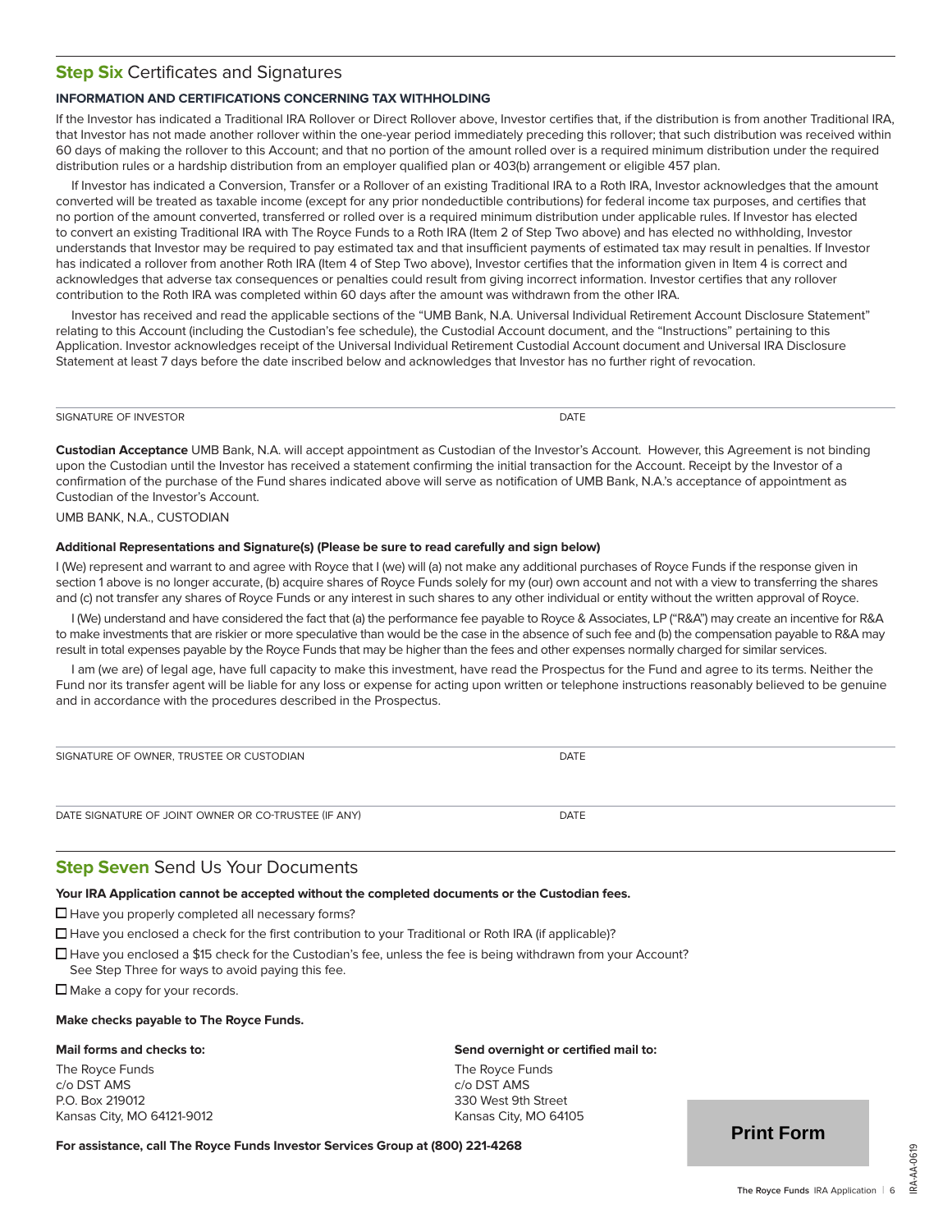## Step Six Certificates and Signatures

**INFORMATION AND CERTIFICATIONS CONCERNING TAX WITHHOLDING**

If the Investor has indicated a Traditional IRA Rollover or Direct Rollover above, Investor certifies that, if the distribution is from another Traditional IRA, that Investor has not made another rollover within the one-year period immediately preceding this rollover; that such distribution was received within 60 days of making the rollover to this Account; and that no portion of the amount rolled over is a required minimum distribution under the required distribution rules or a hardship distribution from an employer qualified plan or 403(b) arrangement or eligible 457 plan.

If Investor has indicated a Conversion, Transfer or a Rollover of an existing Traditional IRA to a Roth IRA, Investor acknowledges that the amount converted will be treated as taxable income (except for any prior nondeductible contributions) for federal income tax purposes, and certifies that no portion of the amount converted, transferred or rolled over is a required minimum distribution under applicable rules. If Investor has elected to convert an existing Traditional IRA with The Royce Funds to a Roth IRA (Item 2 of Step Two above) and has elected no withholding, Investor understands that Investor may be required to pay estimated tax and that insufficient payments of estimated tax may result in penalties. If Investor has indicated a rollover from another Roth IRA (Item 4 of Step Two above), Investor certifies that the information given in Item 4 is correct and acknowledges that adverse tax consequences or penalties could result from giving incorrect information. Investor certifies that any rollover contribution to the Roth IRA was completed within 60 days after the amount was withdrawn from the other IRA.

Investor has received and read the applicable sections of the "UMB Bank, N.A. Universal Individual Retirement Account Disclosure Statement" relating to this Account (including the Custodian's fee schedule), the Custodial Account document, and the "Instructions" pertaining to this Application. Investor acknowledges receipt of the Universal Individual Retirement Custodial Account document and Universal IRA Disclosure Statement at least 7 days before the date inscribed below and acknowledges that Investor has no further right of revocation.

SIGNATURE OF INVESTOR DATE

**Custodian Acceptance** UMB Bank, N.A. will accept appointment as Custodian of the Investor's Account. However, this Agreement is not binding upon the Custodian until the Investor has received a statement confirming the initial transaction for the Account. Receipt by the Investor of a confirmation of the purchase of the Fund shares indicated above will serve as notification of UMB Bank, N.A.'s acceptance of appointment as Custodian of the Investor's Account.

UMB BANK, N.A., CUSTODIAN

**Additional Representations and Signature(s) (Please be sure to read carefully and sign below)**

I (We) represent and warrant to and agree with Royce that I (we) will (a) not make any additional purchases of Royce Funds if the response given in section 1 above is no longer accurate, (b) acquire shares of Royce Funds solely for my (our) own account and not with a view to transferring the shares and (c) not transfer any shares of Royce Funds or any interest in such shares to any other individual or entity without the written approval of Royce.

I (We) understand and have considered the fact that (a) the performance fee payable to Royce & Associates, LP ("R&A") may create an incentive for R&A to make investments that are riskier or more speculative than would be the case in the absence of such fee and (b) the compensation payable to R&A may result in total expenses payable by the Royce Funds that may be higher than the fees and other expenses normally charged for similar services.

I am (we are) of legal age, have full capacity to make this investment, have read the Prospectus for the Fund and agree to its terms. Neither the Fund nor its transfer agent will be liable for any loss or expense for acting upon written or telephone instructions reasonably believed to be genuine and in accordance with the procedures described in the Prospectus.

SIGNATURE OF OWNER, TRUSTEE OR CUSTODIAN DATE

DATE SIGNATURE OF JOINT OWNER OR CO-TRUSTEE (IF ANY) DATE

## Step Seven Send Us Your Documents

**Your IRA Application cannot be accepted without the completed documents or the Custodian fees.**

- ☐ Have you properly completed all necessary forms?
- ☐ Have you enclosed a check for the first contribution to your Traditional or Roth IRA (if applicable)?
- ☐ Have you enclosed a $15 check for the Custodian's fee, unless the fee is being withdrawn from your Account? See Step Three for ways to avoid paying this fee.
- ☐ Make a copy for your records.

**Make checks payable to The Royce Funds.**

**Mail forms and checks to:**

The Royce Funds
c/o DST AMS
P.O. Box 219012
Kansas City, MO 64121-9012

**Send overnight or certified mail to:**

The Royce Funds
c/o DST AMS
330 West 9th Street
Kansas City, MO 64105

**For assistance, call The Royce Funds Investor Services Group at (800) 221-4268**

Print Form

IRA-AA-0619